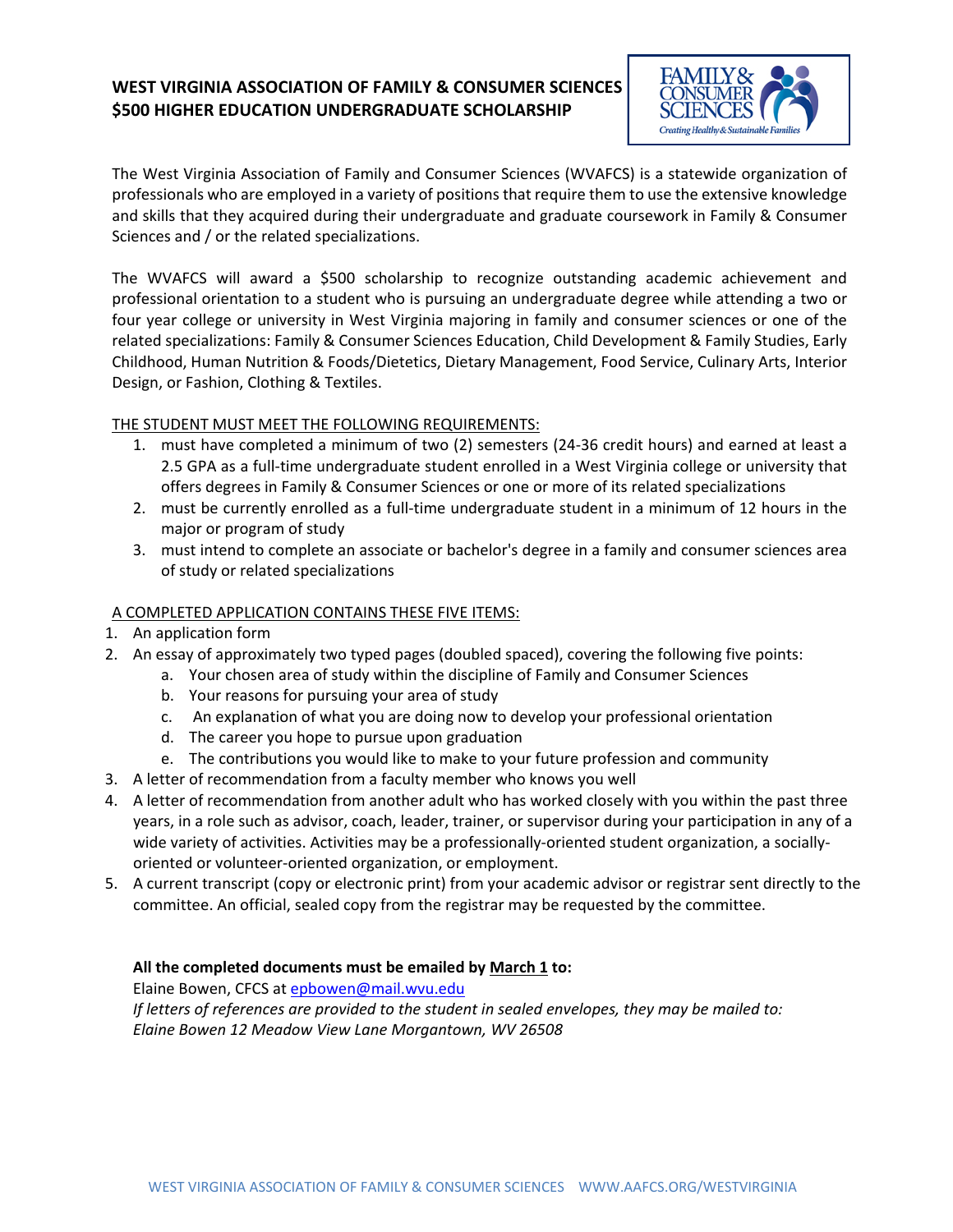# WEST VIRGINIA ASSOCIATION OF FAMILY & CONSUMER SCIENCES
# $500 HIGHER EDUCATION UNDERGRADUATE SCHOLARSHIP

The West Virginia Association of Family and Consumer Sciences (WVAFCS) is a statewide organization of professionals who are employed in a variety of positions that require them to use the extensive knowledge and skills that they acquired during their undergraduate and graduate coursework in Family & Consumer Sciences and / or the related specializations.

The WVAFCS will award a $500 scholarship to recognize outstanding academic achievement and professional orientation to a student who is pursuing an undergraduate degree while attending a two or four year college or university in West Virginia majoring in family and consumer sciences or one of the related specializations: Family & Consumer Sciences Education, Child Development & Family Studies, Early Childhood, Human Nutrition & Foods/Dietetics, Dietary Management, Food Service, Culinary Arts, Interior Design, or Fashion, Clothing & Textiles.

## THE STUDENT MUST MEET THE FOLLOWING REQUIREMENTS:

1. must have completed a minimum of two (2) semesters (24-36 credit hours) and earned at least a 2.5 GPA as a full-time undergraduate student enrolled in a West Virginia college or university that offers degrees in Family & Consumer Sciences or one or more of its related specializations
2. must be currently enrolled as a full-time undergraduate student in a minimum of 12 hours in the major or program of study
3. must intend to complete an associate or bachelor's degree in a family and consumer sciences area of study or related specializations

## A COMPLETED APPLICATION CONTAINS THESE FIVE ITEMS:

1. An application form
2. An essay of approximately two typed pages (doubled spaced), covering the following five points:
   a. Your chosen area of study within the discipline of Family and Consumer Sciences
   b. Your reasons for pursuing your area of study
   c. An explanation of what you are doing now to develop your professional orientation
   d. The career you hope to pursue upon graduation
   e. The contributions you would like to make to your future profession and community
3. A letter of recommendation from a faculty member who knows you well
4. A letter of recommendation from another adult who has worked closely with you within the past three years, in a role such as advisor, coach, leader, trainer, or supervisor during your participation in any of a wide variety of activities. Activities may be a professionally-oriented student organization, a socially-oriented or volunteer-oriented organization, or employment.
5. A current transcript (copy or electronic print) from your academic advisor or registrar sent directly to the committee. An official, sealed copy from the registrar may be requested by the committee.

**All the completed documents must be emailed by March 1 to:**
Elaine Bowen, CFCS at epbowen@mail.wvu.edu
*If letters of references are provided to the student in sealed envelopes, they may be mailed to:*
*Elaine Bowen 12 Meadow View Lane Morgantown, WV 26508*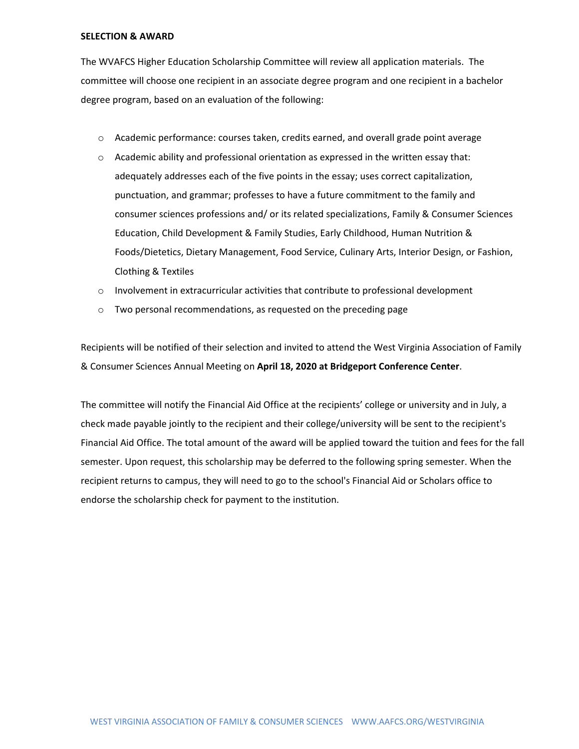**SELECTION & AWARD**

The WVAFCS Higher Education Scholarship Committee will review all application materials. The committee will choose one recipient in an associate degree program and one recipient in a bachelor degree program, based on an evaluation of the following:

- Academic performance: courses taken, credits earned, and overall grade point average
- Academic ability and professional orientation as expressed in the written essay that: adequately addresses each of the five points in the essay; uses correct capitalization, punctuation, and grammar; professes to have a future commitment to the family and consumer sciences professions and/ or its related specializations, Family & Consumer Sciences Education, Child Development & Family Studies, Early Childhood, Human Nutrition & Foods/Dietetics, Dietary Management, Food Service, Culinary Arts, Interior Design, or Fashion, Clothing & Textiles
- Involvement in extracurricular activities that contribute to professional development
- Two personal recommendations, as requested on the preceding page

Recipients will be notified of their selection and invited to attend the West Virginia Association of Family & Consumer Sciences Annual Meeting on **April 18, 2020 at Bridgeport Conference Center**.

The committee will notify the Financial Aid Office at the recipients' college or university and in July, a check made payable jointly to the recipient and their college/university will be sent to the recipient's Financial Aid Office. The total amount of the award will be applied toward the tuition and fees for the fall semester. Upon request, this scholarship may be deferred to the following spring semester. When the recipient returns to campus, they will need to go to the school's Financial Aid or Scholars office to endorse the scholarship check for payment to the institution.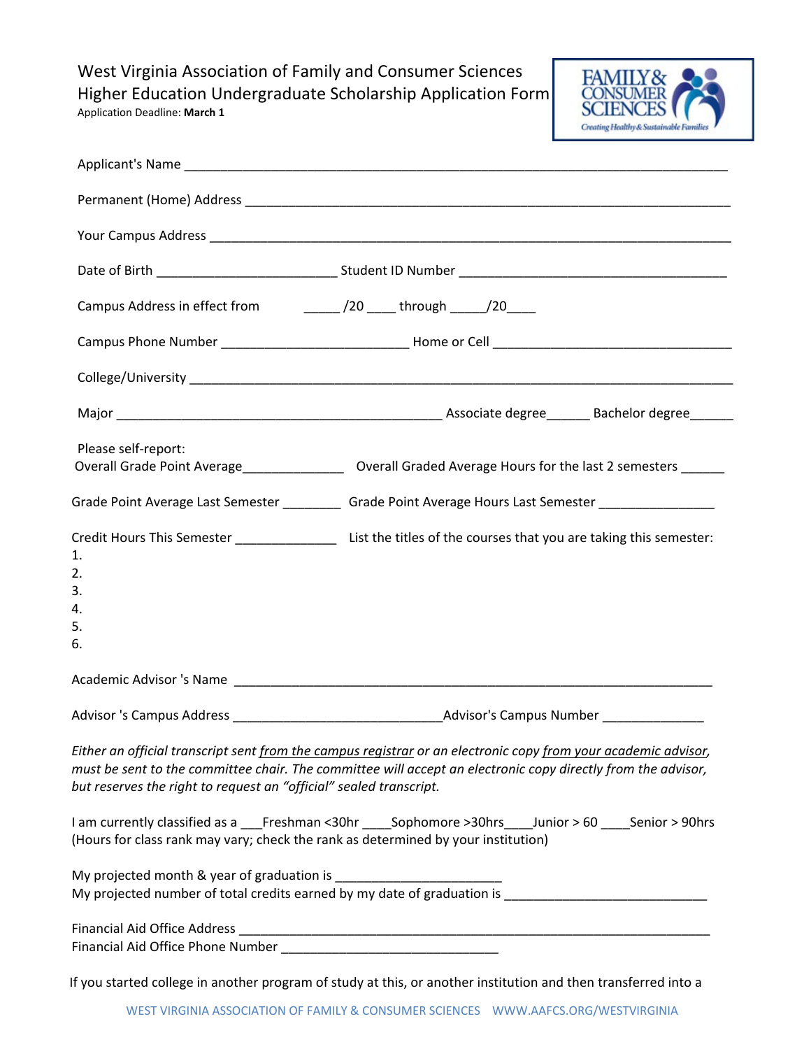West Virginia Association of Family and Consumer Sciences
Higher Education Undergraduate Scholarship Application Form
Application Deadline: **March 1**

Applicant's Name ______________________________________________________________________

Permanent (Home) Address ________________________________________________________________

Your Campus Address ____________________________________________________________________

Date of Birth _________________________ Student ID Number _____________________________________

Campus Address in effect from _____ /20 ____ through _____/20____

Campus Phone Number __________________________ Home or Cell _________________________________

College/University _______________________________________________________________________

Major _____________________________________________ Associate degree______ Bachelor degree______

Please self-report:
Overall Grade Point Average______________ Overall Graded Average Hours for the last 2 semesters ______

Grade Point Average Last Semester ________ Grade Point Average Hours Last Semester ________________

Credit Hours This Semester ______________ List the titles of the courses that you are taking this semester:

1.
2.
3.
4.
5.
6.

Academic Advisor 's Name __________________________________________________________________

Advisor 's Campus Address _____________________________Advisor's Campus Number ______________

*Either an official transcript sent <u>from the campus registrar</u> or an electronic copy <u>from your academic advisor</u>, must be sent to the committee chair. The committee will accept an electronic copy directly from the advisor, but reserves the right to request an "official" sealed transcript.*

I am currently classified as a ___Freshman <30hr ____Sophomore >30hrs____Junior > 60 ____Senior > 90hrs
(Hours for class rank may vary; check the rank as determined by your institution)

My projected month & year of graduation is _______________________
My projected number of total credits earned by my date of graduation is ____________________________

Financial Aid Office Address __________________________________________________________________
Financial Aid Office Phone Number ______________________________

If you started college in another program of study at this, or another institution and then transferred into a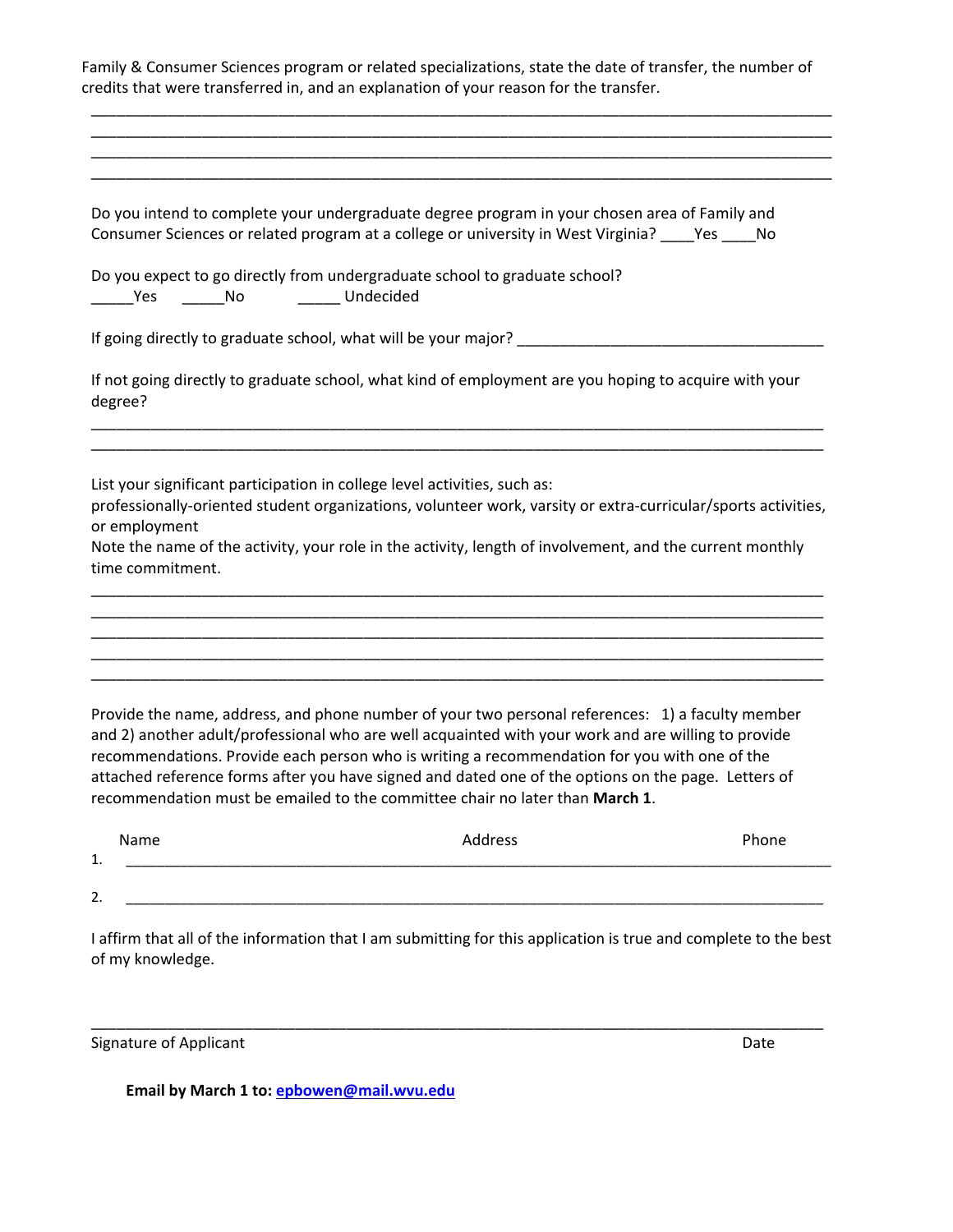Family & Consumer Sciences program or related specializations, state the date of transfer, the number of credits that were transferred in, and an explanation of your reason for the transfer.

______________________________________________________________________________________
______________________________________________________________________________________
______________________________________________________________________________________
______________________________________________________________________________________

Do you intend to complete your undergraduate degree program in your chosen area of Family and Consumer Sciences or related program at a college or university in West Virginia? ____Yes ____No

Do you expect to go directly from undergraduate school to graduate school?
_____Yes _____No _____ Undecided

If going directly to graduate school, what will be your major? ___________________________________

If not going directly to graduate school, what kind of employment are you hoping to acquire with your degree?

______________________________________________________________________________________
______________________________________________________________________________________

List your significant participation in college level activities, such as:
professionally-oriented student organizations, volunteer work, varsity or extra-curricular/sports activities, or employment
Note the name of the activity, your role in the activity, length of involvement, and the current monthly time commitment.

______________________________________________________________________________________
______________________________________________________________________________________
______________________________________________________________________________________
______________________________________________________________________________________
______________________________________________________________________________________

Provide the name, address, and phone number of your two personal references: 1) a faculty member and 2) another adult/professional who are well acquainted with your work and are willing to provide recommendations. Provide each person who is writing a recommendation for you with one of the attached reference forms after you have signed and dated one of the options on the page. Letters of recommendation must be emailed to the committee chair no later than **March 1**.

| | Name | Address | Phone |
|---|---|---|---|
| 1. | | | |
| 2. | | | |

I affirm that all of the information that I am submitting for this application is true and complete to the best of my knowledge.

______________________________________________________________________________________
Signature of Applicant Date

**Email by March 1 to: epbowen@mail.wvu.edu**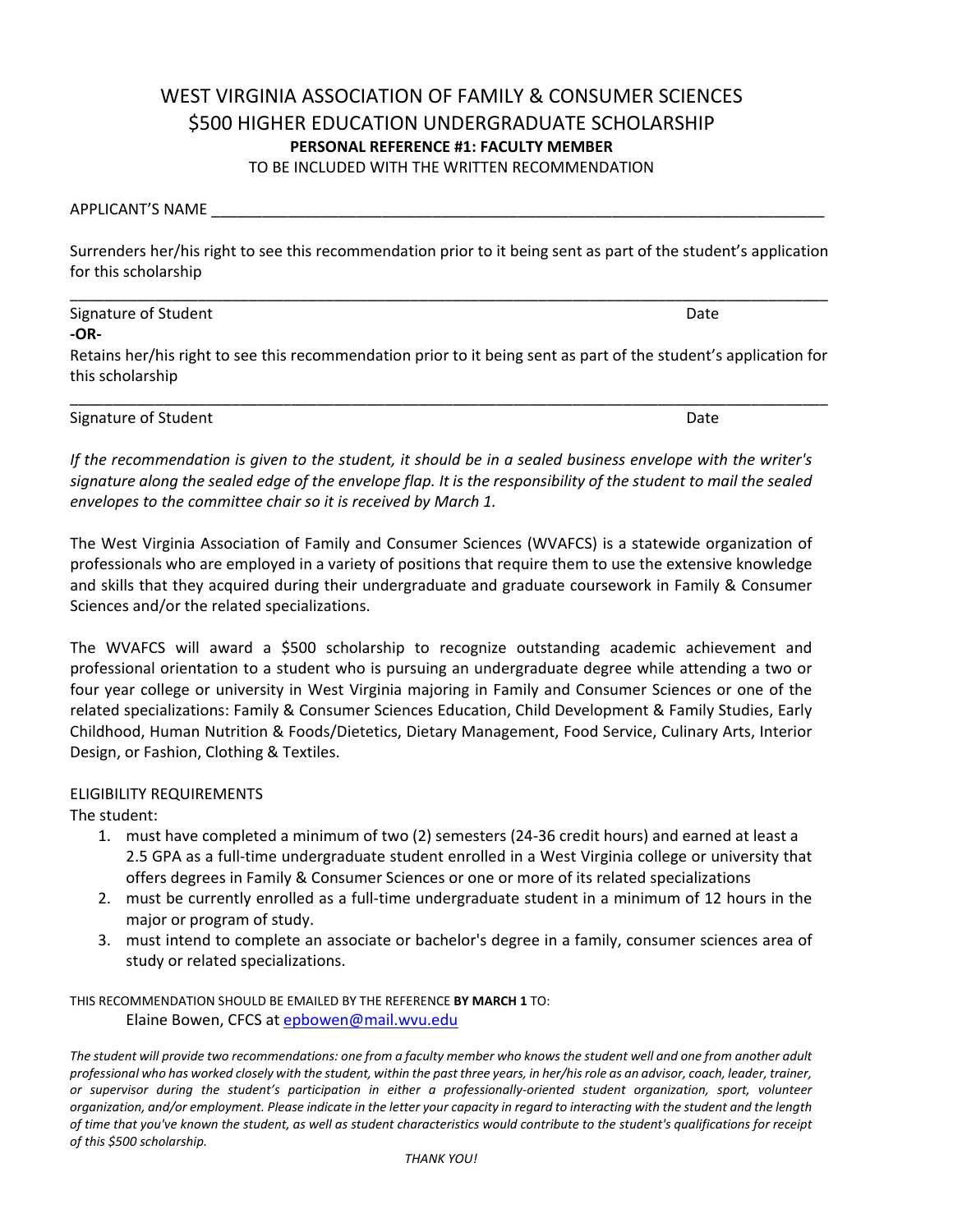# WEST VIRGINIA ASSOCIATION OF FAMILY & CONSUMER SCIENCES
# $500 HIGHER EDUCATION UNDERGRADUATE SCHOLARSHIP

**PERSONAL REFERENCE #1: FACULTY MEMBER**

TO BE INCLUDED WITH THE WRITTEN RECOMMENDATION

APPLICANT'S NAME ____________________________________________________________________________

Surrenders her/his right to see this recommendation prior to it being sent as part of the student's application for this scholarship

_____________________________________________________________________________________________

Signature of Student                                                                                                    Date

**-OR-**

Retains her/his right to see this recommendation prior to it being sent as part of the student's application for this scholarship

_____________________________________________________________________________________________

Signature of Student                                                                                                    Date

*If the recommendation is given to the student, it should be in a sealed business envelope with the writer's signature along the sealed edge of the envelope flap. It is the responsibility of the student to mail the sealed envelopes to the committee chair so it is received by March 1.*

The West Virginia Association of Family and Consumer Sciences (WVAFCS) is a statewide organization of professionals who are employed in a variety of positions that require them to use the extensive knowledge and skills that they acquired during their undergraduate and graduate coursework in Family & Consumer Sciences and/or the related specializations.

The WVAFCS will award a $500 scholarship to recognize outstanding academic achievement and professional orientation to a student who is pursuing an undergraduate degree while attending a two or four year college or university in West Virginia majoring in Family and Consumer Sciences or one of the related specializations: Family & Consumer Sciences Education, Child Development & Family Studies, Early Childhood, Human Nutrition & Foods/Dietetics, Dietary Management, Food Service, Culinary Arts, Interior Design, or Fashion, Clothing & Textiles.

ELIGIBILITY REQUIREMENTS

The student:

1. must have completed a minimum of two (2) semesters (24-36 credit hours) and earned at least a 2.5 GPA as a full-time undergraduate student enrolled in a West Virginia college or university that offers degrees in Family & Consumer Sciences or one or more of its related specializations
2. must be currently enrolled as a full-time undergraduate student in a minimum of 12 hours in the major or program of study.
3. must intend to complete an associate or bachelor's degree in a family, consumer sciences area of study or related specializations.

THIS RECOMMENDATION SHOULD BE EMAILED BY THE REFERENCE **BY MARCH 1** TO:

Elaine Bowen, CFCS at epbowen@mail.wvu.edu

*The student will provide two recommendations: one from a faculty member who knows the student well and one from another adult professional who has worked closely with the student, within the past three years, in her/his role as an advisor, coach, leader, trainer, or supervisor during the student's participation in either a professionally-oriented student organization, sport, volunteer organization, and/or employment. Please indicate in the letter your capacity in regard to interacting with the student and the length of time that you've known the student, as well as student characteristics would contribute to the student's qualifications for receipt of this $500 scholarship.*

*THANK YOU!*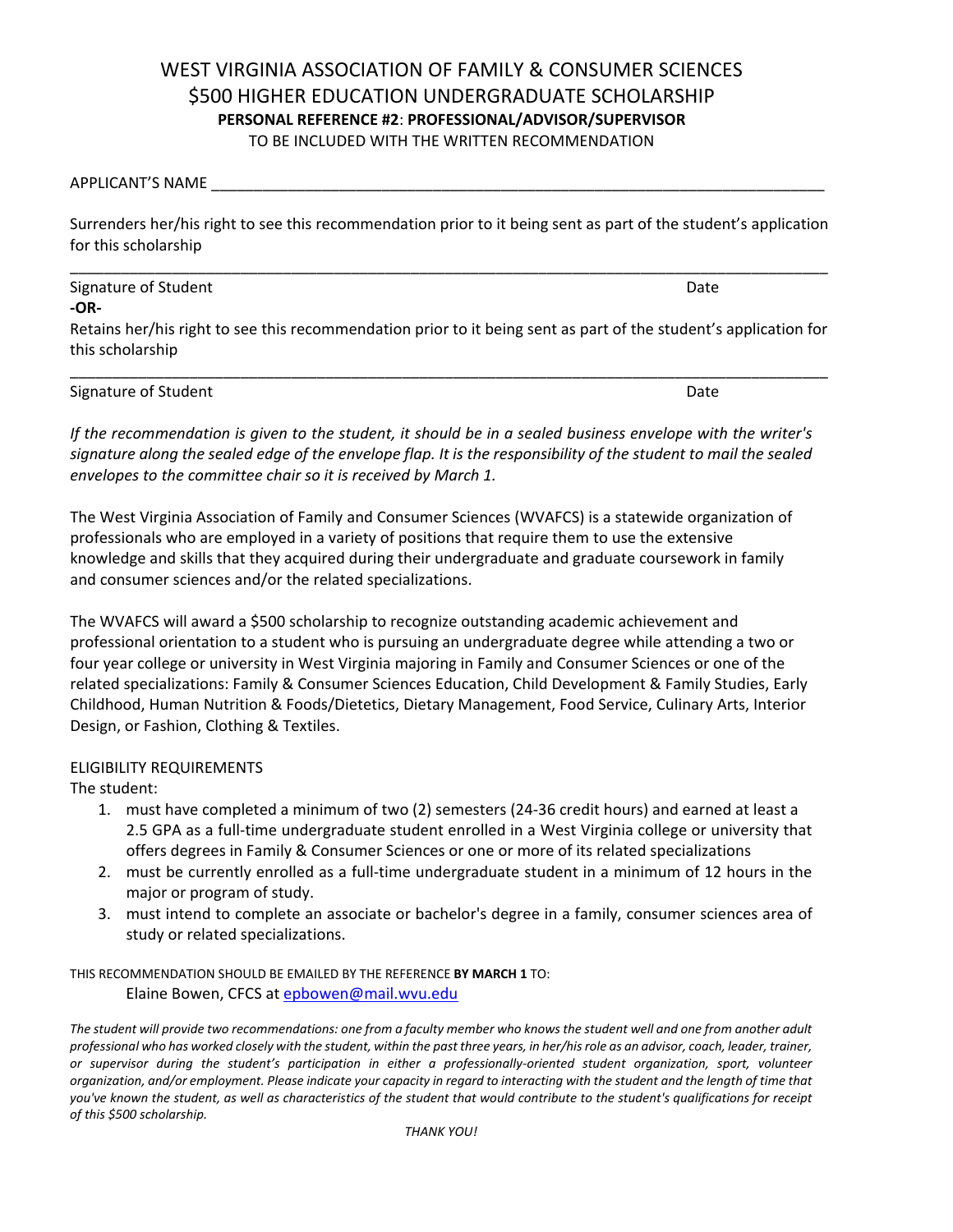# WEST VIRGINIA ASSOCIATION OF FAMILY & CONSUMER SCIENCES
# $500 HIGHER EDUCATION UNDERGRADUATE SCHOLARSHIP

**PERSONAL REFERENCE #2**: **PROFESSIONAL/ADVISOR/SUPERVISOR**

TO BE INCLUDED WITH THE WRITTEN RECOMMENDATION

APPLICANT'S NAME ___________________________________________________________________________

Surrenders her/his right to see this recommendation prior to it being sent as part of the student's application for this scholarship

_____________________________________________________________________________________________

Signature of Student Date

**-OR-**

Retains her/his right to see this recommendation prior to it being sent as part of the student's application for this scholarship

_____________________________________________________________________________________________

Signature of Student Date

*If the recommendation is given to the student, it should be in a sealed business envelope with the writer's signature along the sealed edge of the envelope flap. It is the responsibility of the student to mail the sealed envelopes to the committee chair so it is received by March 1.*

The West Virginia Association of Family and Consumer Sciences (WVAFCS) is a statewide organization of professionals who are employed in a variety of positions that require them to use the extensive knowledge and skills that they acquired during their undergraduate and graduate coursework in family and consumer sciences and/or the related specializations.

The WVAFCS will award a $500 scholarship to recognize outstanding academic achievement and professional orientation to a student who is pursuing an undergraduate degree while attending a two or four year college or university in West Virginia majoring in Family and Consumer Sciences or one of the related specializations: Family & Consumer Sciences Education, Child Development & Family Studies, Early Childhood, Human Nutrition & Foods/Dietetics, Dietary Management, Food Service, Culinary Arts, Interior Design, or Fashion, Clothing & Textiles.

ELIGIBILITY REQUIREMENTS

The student:

1. must have completed a minimum of two (2) semesters (24-36 credit hours) and earned at least a 2.5 GPA as a full-time undergraduate student enrolled in a West Virginia college or university that offers degrees in Family & Consumer Sciences or one or more of its related specializations
2. must be currently enrolled as a full-time undergraduate student in a minimum of 12 hours in the major or program of study.
3. must intend to complete an associate or bachelor's degree in a family, consumer sciences area of study or related specializations.

THIS RECOMMENDATION SHOULD BE EMAILED BY THE REFERENCE **BY MARCH 1** TO:

Elaine Bowen, CFCS at epbowen@mail.wvu.edu

*The student will provide two recommendations: one from a faculty member who knows the student well and one from another adult professional who has worked closely with the student, within the past three years, in her/his role as an advisor, coach, leader, trainer, or supervisor during the student's participation in either a professionally-oriented student organization, sport, volunteer organization, and/or employment. Please indicate your capacity in regard to interacting with the student and the length of time that you've known the student, as well as characteristics of the student that would contribute to the student's qualifications for receipt of this $500 scholarship.*

*THANK YOU!*